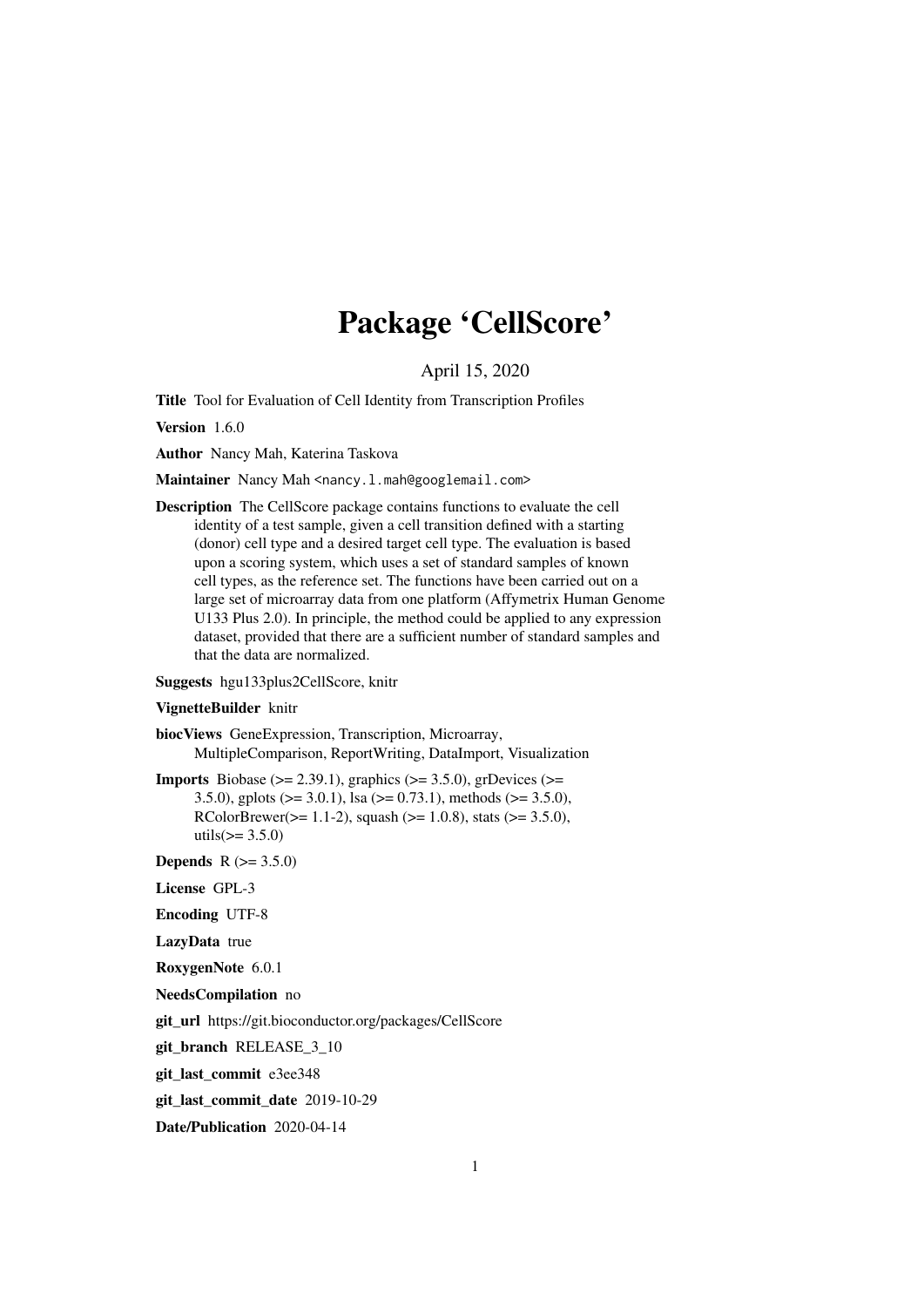# Package 'CellScore'

April 15, 2020

**Title** Tool for Evaluation of Cell Identity from Transcription Profiles

**Version** 1.6.0

**Author** Nancy Mah, Katerina Taskova

**Maintainer** Nancy Mah <nancy.l.mah@googlemail.com>

**Description** The CellScore package contains functions to evaluate the cell identity of a test sample, given a cell transition defined with a starting (donor) cell type and a desired target cell type. The evaluation is based upon a scoring system, which uses a set of standard samples of known cell types, as the reference set. The functions have been carried out on a large set of microarray data from one platform (Affymetrix Human Genome U133 Plus 2.0). In principle, the method could be applied to any expression dataset, provided that there are a sufficient number of standard samples and that the data are normalized.

**Suggests** hgu133plus2CellScore, knitr

**VignetteBuilder** knitr

**biocViews** GeneExpression, Transcription, Microarray, MultipleComparison, ReportWriting, DataImport, Visualization

**Imports** Biobase (>= 2.39.1), graphics (>= 3.5.0), grDevices (>= 3.5.0), gplots (>= 3.0.1), lsa (>= 0.73.1), methods (>= 3.5.0), RColorBrewer(>= 1.1-2), squash (>= 1.0.8), stats (>= 3.5.0), utils(>= 3.5.0)

**Depends** R (>= 3.5.0)

**License** GPL-3

**Encoding** UTF-8

**LazyData** true

**RoxygenNote** 6.0.1

**NeedsCompilation** no

**git_url** https://git.bioconductor.org/packages/CellScore

**git_branch** RELEASE_3_10

**git_last_commit** e3ee348

**git_last_commit_date** 2019-10-29

**Date/Publication** 2020-04-14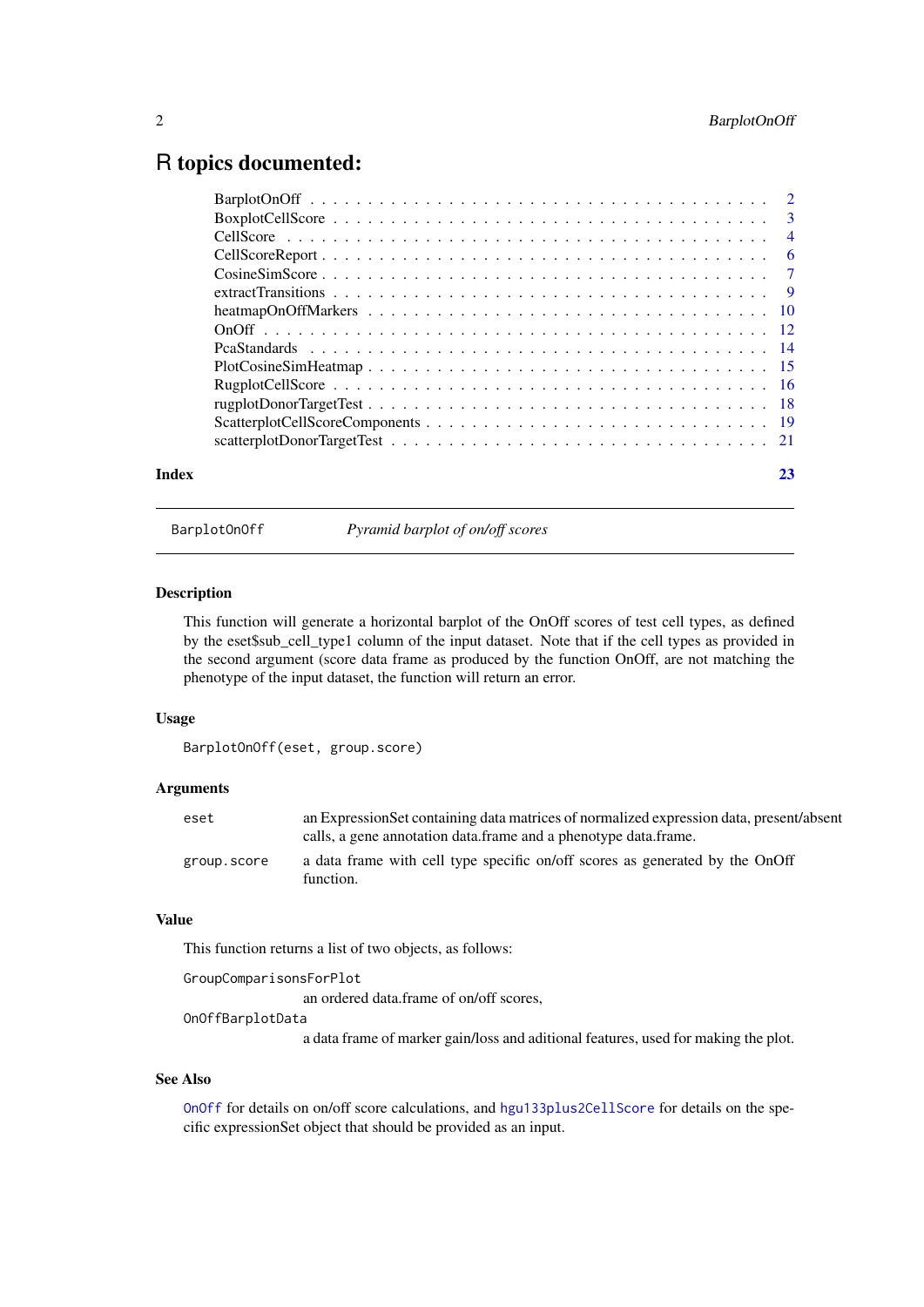# R topics documented:

| | |
|---|---|
| BarplotOnOff | 2 |
| BoxplotCellScore | 3 |
| CellScore | 4 |
| CellScoreReport | 6 |
| CosineSimScore | 7 |
| extractTransitions | 9 |
| heatmapOnOffMarkers | 10 |
| OnOff | 12 |
| PcaStandards | 14 |
| PlotCosineSimHeatmap | 15 |
| RugplotCellScore | 16 |
| rugplotDonorTargetTest | 18 |
| ScatterplotCellScoreComponents | 19 |
| scatterplotDonorTargetTest | 21 |

**Index** 23

---

`BarplotOnOff` *Pyramid barplot of on/off scores*

---

### Description

This function will generate a horizontal barplot of the OnOff scores of test cell types, as defined by the eset$sub_cell_type1 column of the input dataset. Note that if the cell types as provided in the second argument (score data frame as produced by the function OnOff, are not matching the phenotype of the input dataset, the function will return an error.

### Usage

```
BarplotOnOff(eset, group.score)
```

### Arguments

| | |
|---|---|
| `eset` | an ExpressionSet containing data matrices of normalized expression data, present/absent calls, a gene annotation data.frame and a phenotype data.frame. |
| `group.score` | a data frame with cell type specific on/off scores as generated by the OnOff function. |

### Value

This function returns a list of two objects, as follows:

`GroupComparisonsForPlot`
: an ordered data.frame of on/off scores,

`OnOffBarplotData`
: a data frame of marker gain/loss and aditional features, used for making the plot.

### See Also

`OnOff` for details on on/off score calculations, and `hgu133plus2CellScore` for details on the specific expressionSet object that should be provided as an input.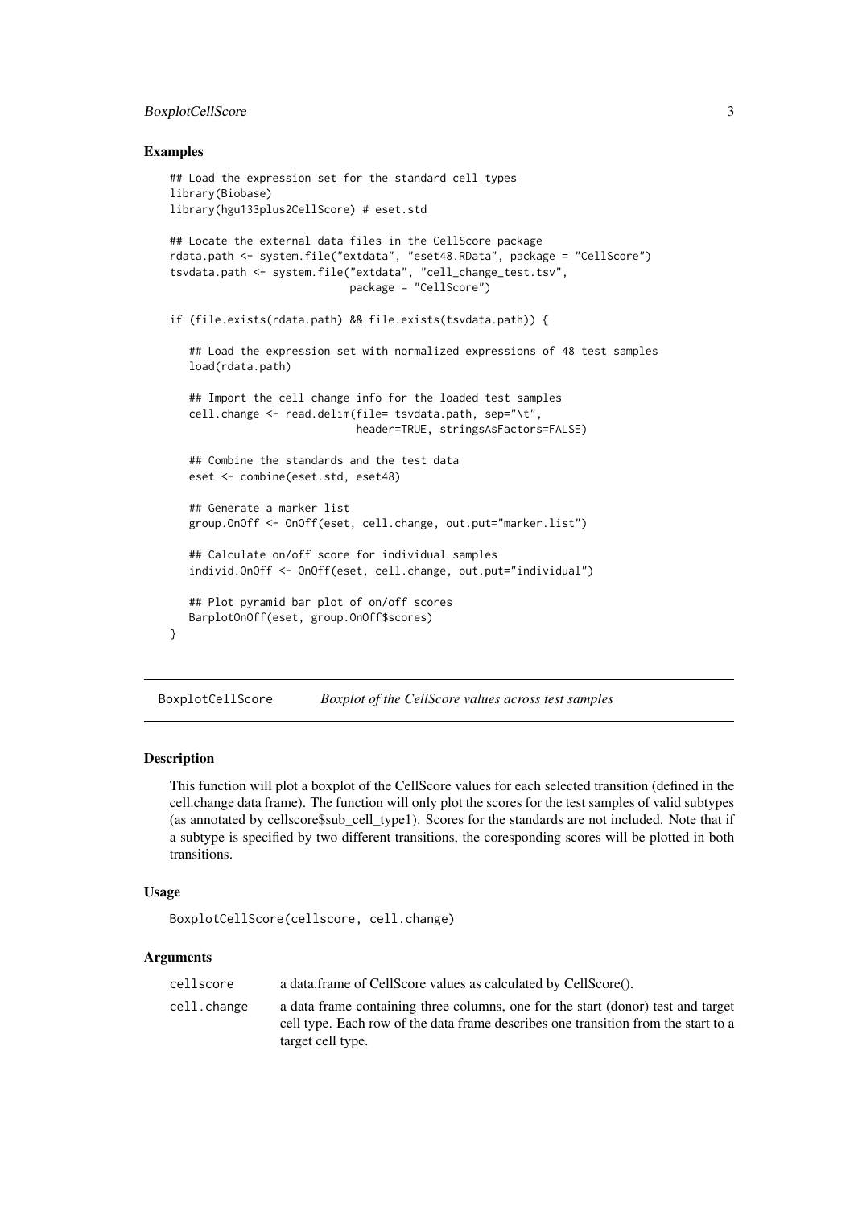### Examples

```
## Load the expression set for the standard cell types
library(Biobase)
library(hgu133plus2CellScore) # eset.std

## Locate the external data files in the CellScore package
rdata.path <- system.file("extdata", "eset48.RData", package = "CellScore")
tsvdata.path <- system.file("extdata", "cell_change_test.tsv",
                             package = "CellScore")

if (file.exists(rdata.path) && file.exists(tsvdata.path)) {

   ## Load the expression set with normalized expressions of 48 test samples
   load(rdata.path)

   ## Import the cell change info for the loaded test samples
   cell.change <- read.delim(file= tsvdata.path, sep="\t",
                              header=TRUE, stringsAsFactors=FALSE)

   ## Combine the standards and the test data
   eset <- combine(eset.std, eset48)

   ## Generate a marker list
   group.OnOff <- OnOff(eset, cell.change, out.put="marker.list")

   ## Calculate on/off score for individual samples
   individ.OnOff <- OnOff(eset, cell.change, out.put="individual")

   ## Plot pyramid bar plot of on/off scores
   BarplotOnOff(eset, group.OnOff$scores)
}
```

---

## BoxplotCellScore — *Boxplot of the CellScore values across test samples*

---

### Description

This function will plot a boxplot of the CellScore values for each selected transition (defined in the cell.change data frame). The function will only plot the scores for the test samples of valid subtypes (as annotated by cellscore$sub_cell_type1). Scores for the standards are not included. Note that if a subtype is specified by two different transitions, the coresponding scores will be plotted in both transitions.

### Usage

```
BoxplotCellScore(cellscore, cell.change)
```

### Arguments

| | |
|---|---|
| `cellscore` | a data.frame of CellScore values as calculated by CellScore(). |
| `cell.change` | a data frame containing three columns, one for the start (donor) test and target cell type. Each row of the data frame describes one transition from the start to a target cell type. |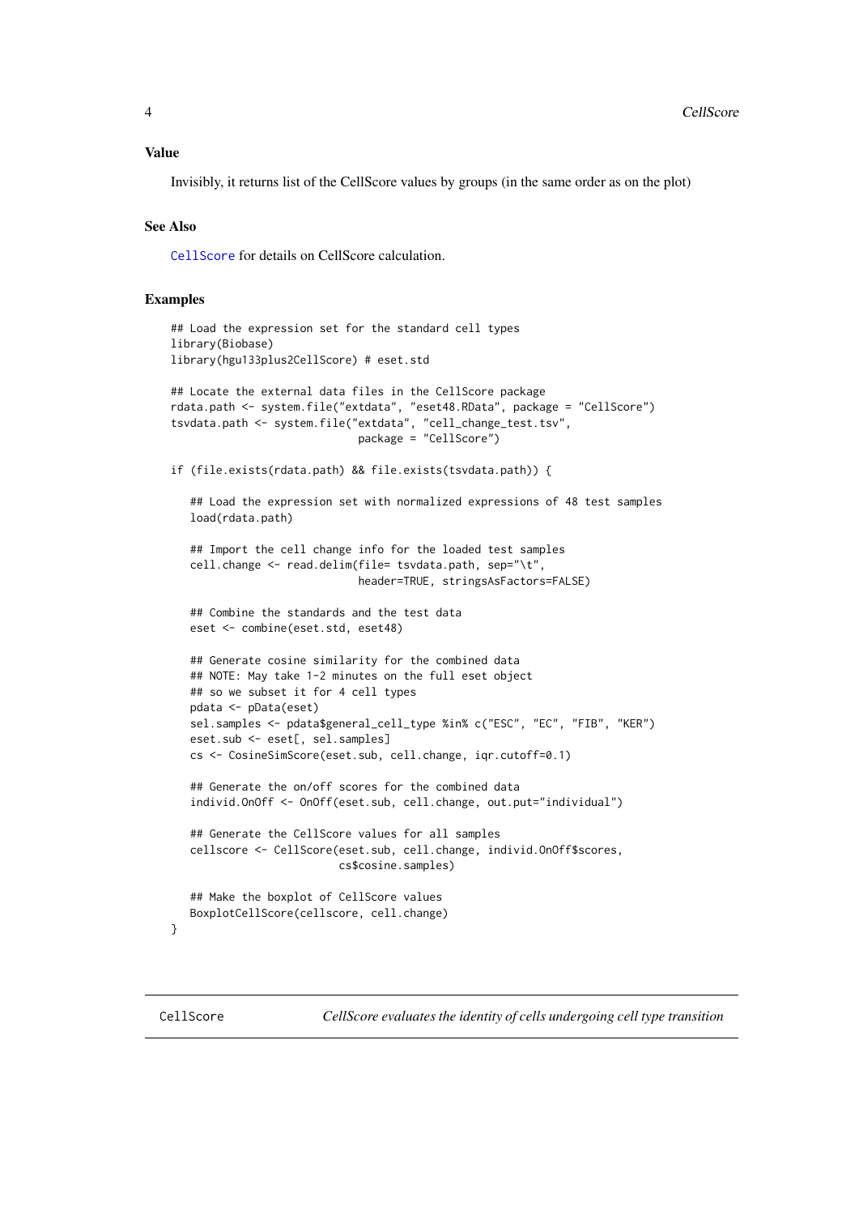### Value

Invisibly, it returns list of the CellScore values by groups (in the same order as on the plot)

### See Also

CellScore for details on CellScore calculation.

### Examples

```
## Load the expression set for the standard cell types
library(Biobase)
library(hgu133plus2CellScore) # eset.std

## Locate the external data files in the CellScore package
rdata.path <- system.file("extdata", "eset48.RData", package = "CellScore")
tsvdata.path <- system.file("extdata", "cell_change_test.tsv",
                            package = "CellScore")

if (file.exists(rdata.path) && file.exists(tsvdata.path)) {

   ## Load the expression set with normalized expressions of 48 test samples
   load(rdata.path)

   ## Import the cell change info for the loaded test samples
   cell.change <- read.delim(file= tsvdata.path, sep="\t",
                             header=TRUE, stringsAsFactors=FALSE)

   ## Combine the standards and the test data
   eset <- combine(eset.std, eset48)

   ## Generate cosine similarity for the combined data
   ## NOTE: May take 1-2 minutes on the full eset object
   ## so we subset it for 4 cell types
   pdata <- pData(eset)
   sel.samples <- pdata$general_cell_type %in% c("ESC", "EC", "FIB", "KER")
   eset.sub <- eset[, sel.samples]
   cs <- CosineSimScore(eset.sub, cell.change, iqr.cutoff=0.1)

   ## Generate the on/off scores for the combined data
   individ.OnOff <- OnOff(eset.sub, cell.change, out.put="individual")

   ## Generate the CellScore values for all samples
   cellscore <- CellScore(eset.sub, cell.change, individ.OnOff$scores,
                          cs$cosine.samples)

   ## Make the boxplot of CellScore values
   BoxplotCellScore(cellscore, cell.change)
}
```

---

## CellScore &nbsp;&nbsp;&nbsp; *CellScore evaluates the identity of cells undergoing cell type transition*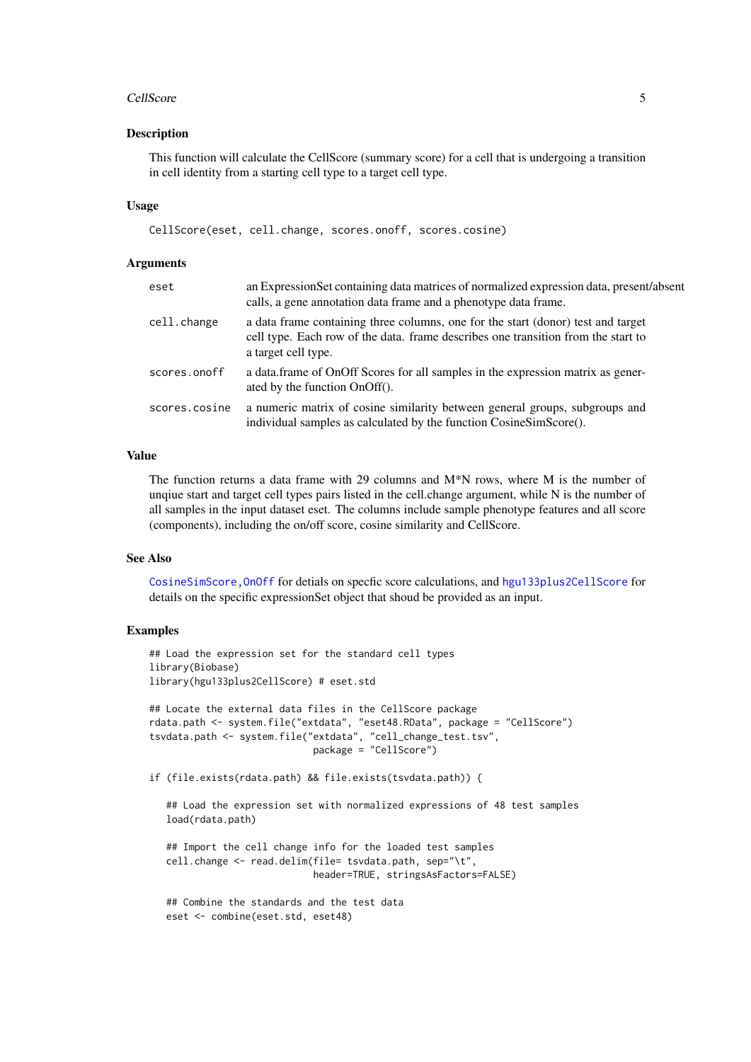### Description

This function will calculate the CellScore (summary score) for a cell that is undergoing a transition in cell identity from a starting cell type to a target cell type.

### Usage

```
CellScore(eset, cell.change, scores.onoff, scores.cosine)
```

### Arguments

| | |
|---|---|
| eset | an ExpressionSet containing data matrices of normalized expression data, present/absent calls, a gene annotation data frame and a phenotype data frame. |
| cell.change | a data frame containing three columns, one for the start (donor) test and target cell type. Each row of the data. frame describes one transition from the start to a target cell type. |
| scores.onoff | a data.frame of OnOff Scores for all samples in the expression matrix as generated by the function OnOff(). |
| scores.cosine | a numeric matrix of cosine similarity between general groups, subgroups and individual samples as calculated by the function CosineSimScore(). |

### Value

The function returns a data frame with 29 columns and M*N rows, where M is the number of unqiue start and target cell types pairs listed in the cell.change argument, while N is the number of all samples in the input dataset eset. The columns include sample phenotype features and all score (components), including the on/off score, cosine similarity and CellScore.

### See Also

CosineSimScore, OnOff for detials on specfic score calculations, and hgu133plus2CellScore for details on the specific expressionSet object that shoud be provided as an input.

### Examples

```
## Load the expression set for the standard cell types
library(Biobase)
library(hgu133plus2CellScore) # eset.std

## Locate the external data files in the CellScore package
rdata.path <- system.file("extdata", "eset48.RData", package = "CellScore")
tsvdata.path <- system.file("extdata", "cell_change_test.tsv",
                            package = "CellScore")

if (file.exists(rdata.path) && file.exists(tsvdata.path)) {

   ## Load the expression set with normalized expressions of 48 test samples
   load(rdata.path)

   ## Import the cell change info for the loaded test samples
   cell.change <- read.delim(file= tsvdata.path, sep="\t",
                             header=TRUE, stringsAsFactors=FALSE)

   ## Combine the standards and the test data
   eset <- combine(eset.std, eset48)
```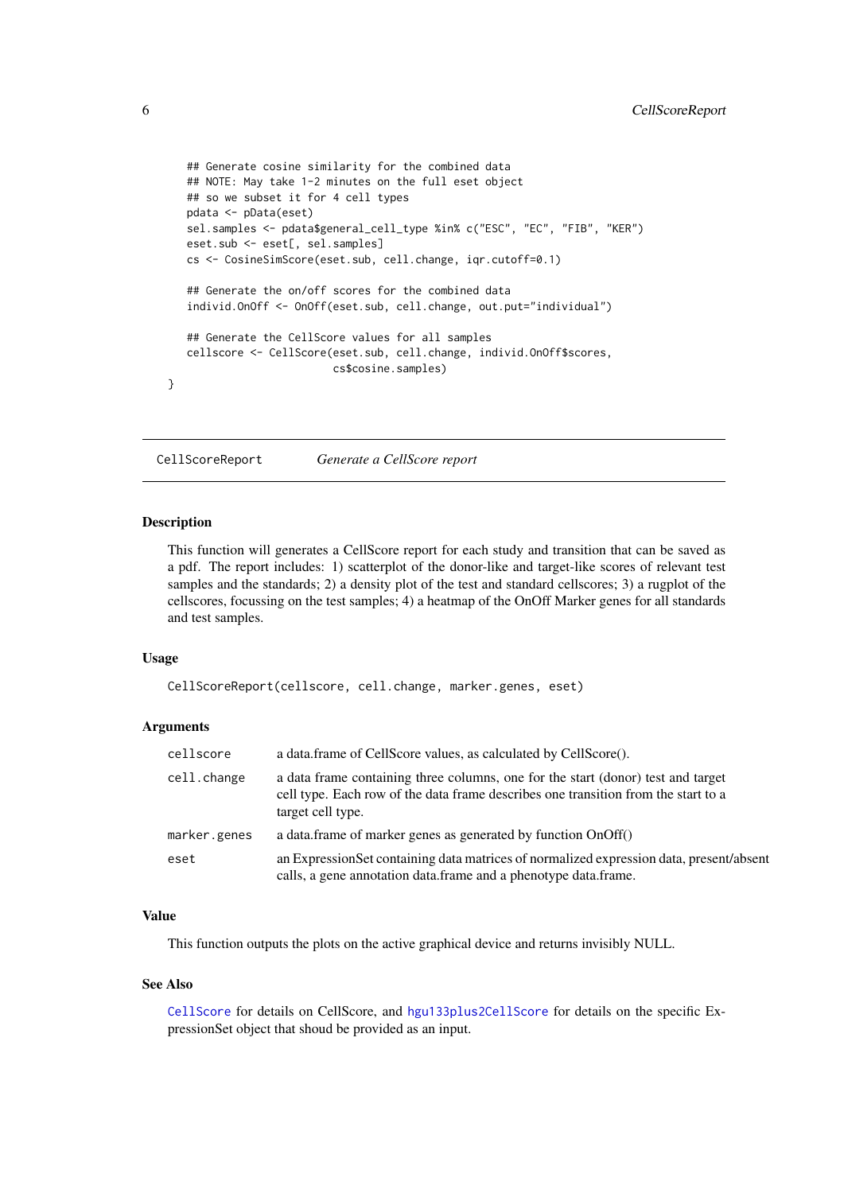```
    ## Generate cosine similarity for the combined data
    ## NOTE: May take 1-2 minutes on the full eset object
    ## so we subset it for 4 cell types
    pdata <- pData(eset)
    sel.samples <- pdata$general_cell_type %in% c("ESC", "EC", "FIB", "KER")
    eset.sub <- eset[, sel.samples]
    cs <- CosineSimScore(eset.sub, cell.change, iqr.cutoff=0.1)

    ## Generate the on/off scores for the combined data
    individ.OnOff <- OnOff(eset.sub, cell.change, out.put="individual")

    ## Generate the CellScore values for all samples
    cellscore <- CellScore(eset.sub, cell.change, individ.OnOff$scores,
                           cs$cosine.samples)
}
```

---

`CellScoreReport` *Generate a CellScore report*

---

## Description

This function will generates a CellScore report for each study and transition that can be saved as a pdf. The report includes: 1) scatterplot of the donor-like and target-like scores of relevant test samples and the standards; 2) a density plot of the test and standard cellscores; 3) a rugplot of the cellscores, focussing on the test samples; 4) a heatmap of the OnOff Marker genes for all standards and test samples.

## Usage

```
CellScoreReport(cellscore, cell.change, marker.genes, eset)
```

## Arguments

| | |
|---|---|
| `cellscore` | a data.frame of CellScore values, as calculated by CellScore(). |
| `cell.change` | a data frame containing three columns, one for the start (donor) test and target cell type. Each row of the data frame describes one transition from the start to a target cell type. |
| `marker.genes` | a data.frame of marker genes as generated by function OnOff() |
| `eset` | an ExpressionSet containing data matrices of normalized expression data, present/absent calls, a gene annotation data.frame and a phenotype data.frame. |

## Value

This function outputs the plots on the active graphical device and returns invisibly NULL.

## See Also

`CellScore` for details on CellScore, and `hgu133plus2CellScore` for details on the specific ExpressionSet object that shoud be provided as an input.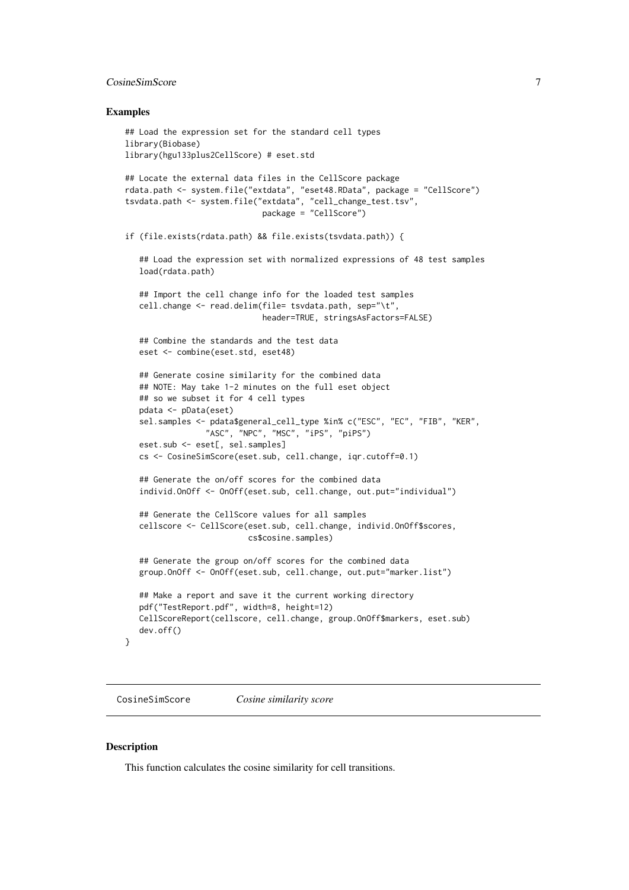### Examples

```
## Load the expression set for the standard cell types
library(Biobase)
library(hgu133plus2CellScore) # eset.std

## Locate the external data files in the CellScore package
rdata.path <- system.file("extdata", "eset48.RData", package = "CellScore")
tsvdata.path <- system.file("extdata", "cell_change_test.tsv",
                            package = "CellScore")

if (file.exists(rdata.path) && file.exists(tsvdata.path)) {

   ## Load the expression set with normalized expressions of 48 test samples
   load(rdata.path)

   ## Import the cell change info for the loaded test samples
   cell.change <- read.delim(file= tsvdata.path, sep="\t",
                             header=TRUE, stringsAsFactors=FALSE)

   ## Combine the standards and the test data
   eset <- combine(eset.std, eset48)

   ## Generate cosine similarity for the combined data
   ## NOTE: May take 1-2 minutes on the full eset object
   ## so we subset it for 4 cell types
   pdata <- pData(eset)
   sel.samples <- pdata$general_cell_type %in% c("ESC", "EC", "FIB", "KER",
                 "ASC", "NPC", "MSC", "iPS", "piPS")
   eset.sub <- eset[, sel.samples]
   cs <- CosineSimScore(eset.sub, cell.change, iqr.cutoff=0.1)

   ## Generate the on/off scores for the combined data
   individ.OnOff <- OnOff(eset.sub, cell.change, out.put="individual")

   ## Generate the CellScore values for all samples
   cellscore <- CellScore(eset.sub, cell.change, individ.OnOff$scores,
                          cs$cosine.samples)

   ## Generate the group on/off scores for the combined data
   group.OnOff <- OnOff(eset.sub, cell.change, out.put="marker.list")

   ## Make a report and save it the current working directory
   pdf("TestReport.pdf", width=8, height=12)
   CellScoreReport(cellscore, cell.change, group.OnOff$markers, eset.sub)
   dev.off()
}
```

---

CosineSimScore    *Cosine similarity score*

---

### Description

This function calculates the cosine similarity for cell transitions.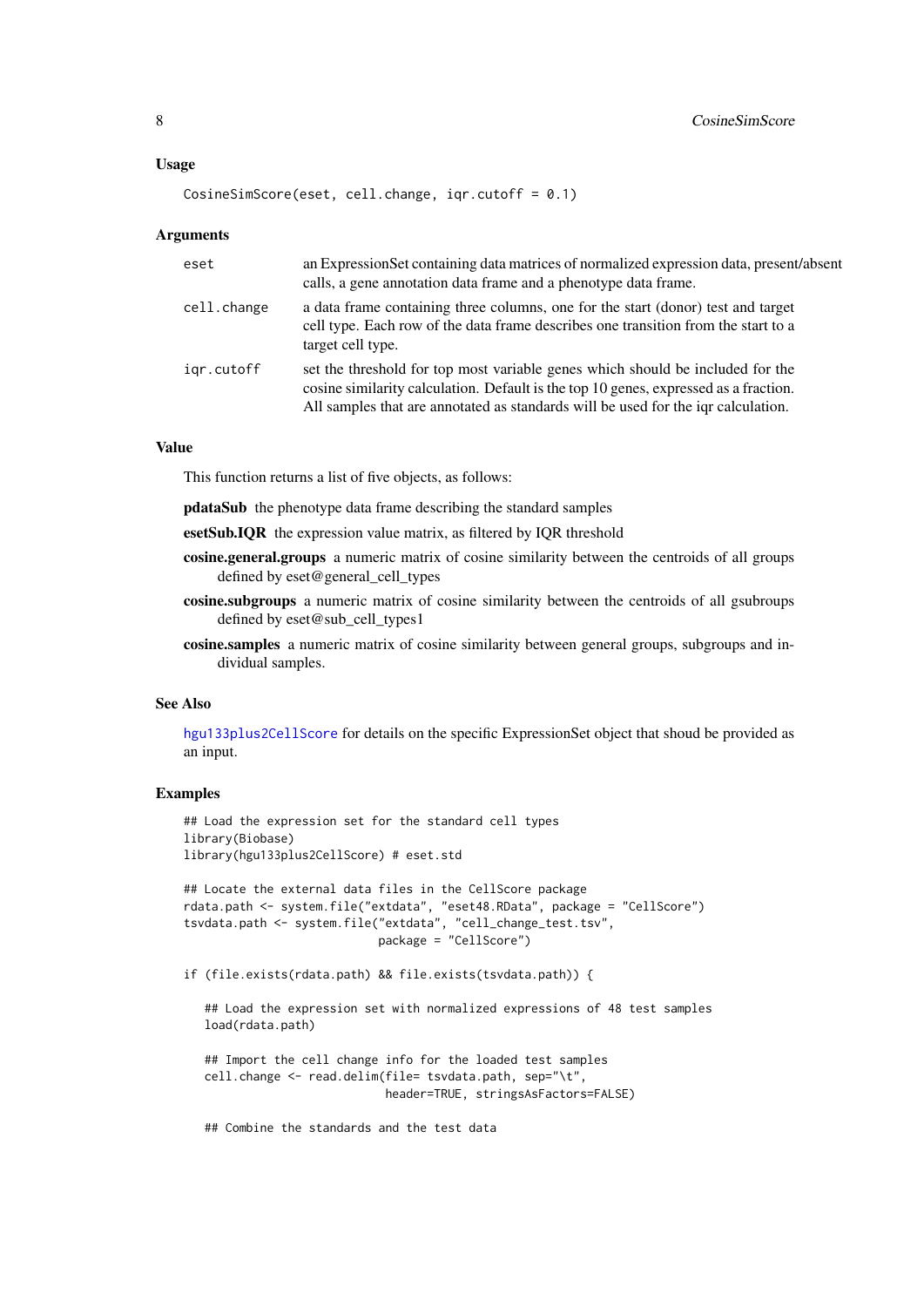### Usage

```
CosineSimScore(eset, cell.change, iqr.cutoff = 0.1)
```

### Arguments

| | |
|---|---|
| eset | an ExpressionSet containing data matrices of normalized expression data, present/absent calls, a gene annotation data frame and a phenotype data frame. |
| cell.change | a data frame containing three columns, one for the start (donor) test and target cell type. Each row of the data frame describes one transition from the start to a target cell type. |
| iqr.cutoff | set the threshold for top most variable genes which should be included for the cosine similarity calculation. Default is the top 10 genes, expressed as a fraction. All samples that are annotated as standards will be used for the iqr calculation. |

### Value

This function returns a list of five objects, as follows:

**pdataSub** the phenotype data frame describing the standard samples

**esetSub.IQR** the expression value matrix, as filtered by IQR threshold

**cosine.general.groups** a numeric matrix of cosine similarity between the centroids of all groups defined by eset@general_cell_types

**cosine.subgroups** a numeric matrix of cosine similarity between the centroids of all gsubroups defined by eset@sub_cell_types1

**cosine.samples** a numeric matrix of cosine similarity between general groups, subgroups and individual samples.

### See Also

hgu133plus2CellScore for details on the specific ExpressionSet object that shoud be provided as an input.

### Examples

```
## Load the expression set for the standard cell types
library(Biobase)
library(hgu133plus2CellScore) # eset.std

## Locate the external data files in the CellScore package
rdata.path <- system.file("extdata", "eset48.RData", package = "CellScore")
tsvdata.path <- system.file("extdata", "cell_change_test.tsv",
                            package = "CellScore")

if (file.exists(rdata.path) && file.exists(tsvdata.path)) {

   ## Load the expression set with normalized expressions of 48 test samples
   load(rdata.path)

   ## Import the cell change info for the loaded test samples
   cell.change <- read.delim(file= tsvdata.path, sep="\t",
                             header=TRUE, stringsAsFactors=FALSE)

   ## Combine the standards and the test data
```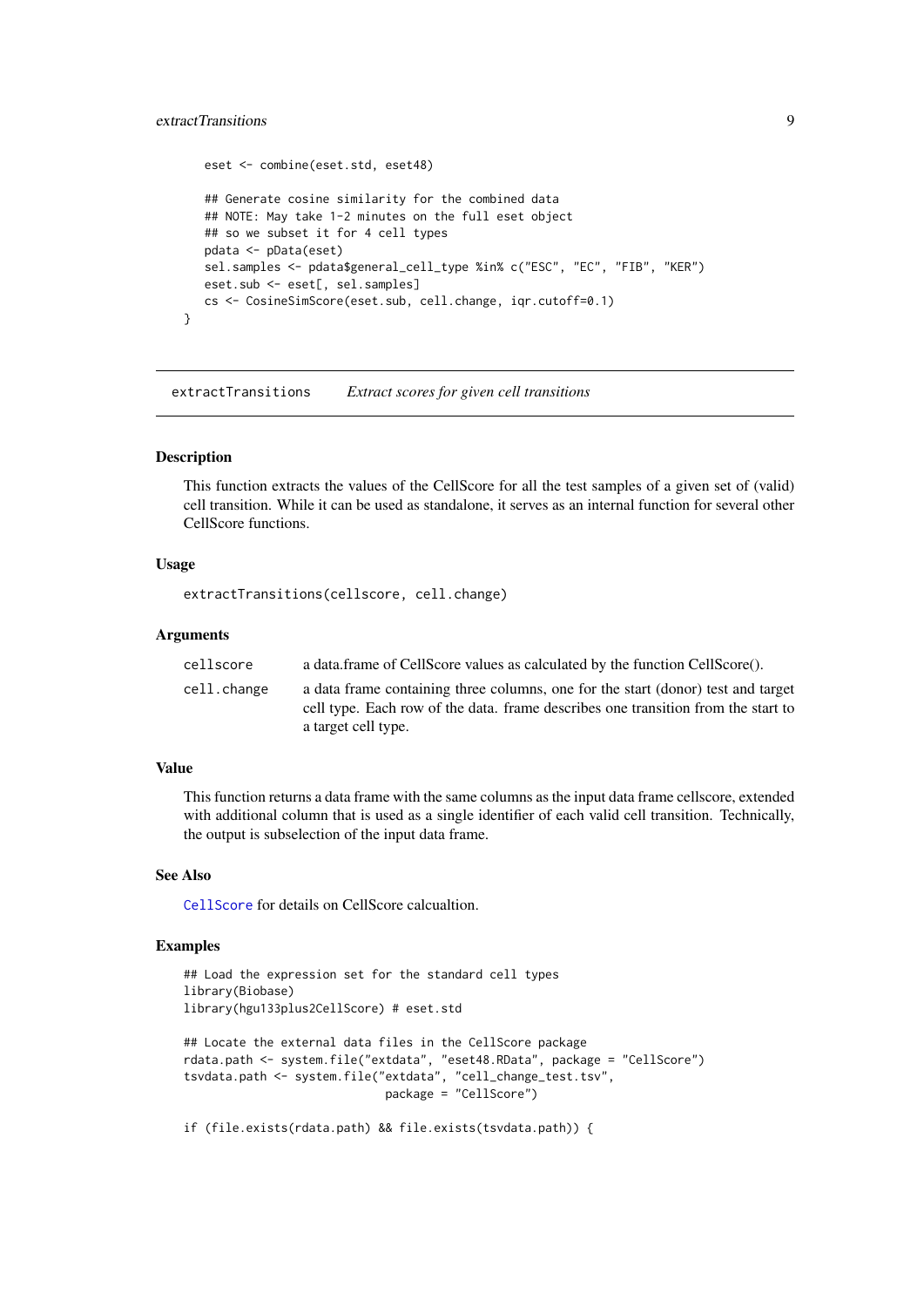```
    eset <- combine(eset.std, eset48)

    ## Generate cosine similarity for the combined data
    ## NOTE: May take 1-2 minutes on the full eset object
    ## so we subset it for 4 cell types
    pdata <- pData(eset)
    sel.samples <- pdata$general_cell_type %in% c("ESC", "EC", "FIB", "KER")
    eset.sub <- eset[, sel.samples]
    cs <- CosineSimScore(eset.sub, cell.change, iqr.cutoff=0.1)
}
```

## extractTransitions — *Extract scores for given cell transitions*

### Description

This function extracts the values of the CellScore for all the test samples of a given set of (valid) cell transition. While it can be used as standalone, it serves as an internal function for several other CellScore functions.

### Usage

```
extractTransitions(cellscore, cell.change)
```

### Arguments

| | |
|---|---|
| `cellscore` | a data.frame of CellScore values as calculated by the function CellScore(). |
| `cell.change` | a data frame containing three columns, one for the start (donor) test and target cell type. Each row of the data. frame describes one transition from the start to a target cell type. |

### Value

This function returns a data frame with the same columns as the input data frame cellscore, extended with additional column that is used as a single identifier of each valid cell transition. Technically, the output is subselection of the input data frame.

### See Also

`CellScore` for details on CellScore calcualtion.

### Examples

```
## Load the expression set for the standard cell types
library(Biobase)
library(hgu133plus2CellScore) # eset.std

## Locate the external data files in the CellScore package
rdata.path <- system.file("extdata", "eset48.RData", package = "CellScore")
tsvdata.path <- system.file("extdata", "cell_change_test.tsv",
                            package = "CellScore")

if (file.exists(rdata.path) && file.exists(tsvdata.path)) {
```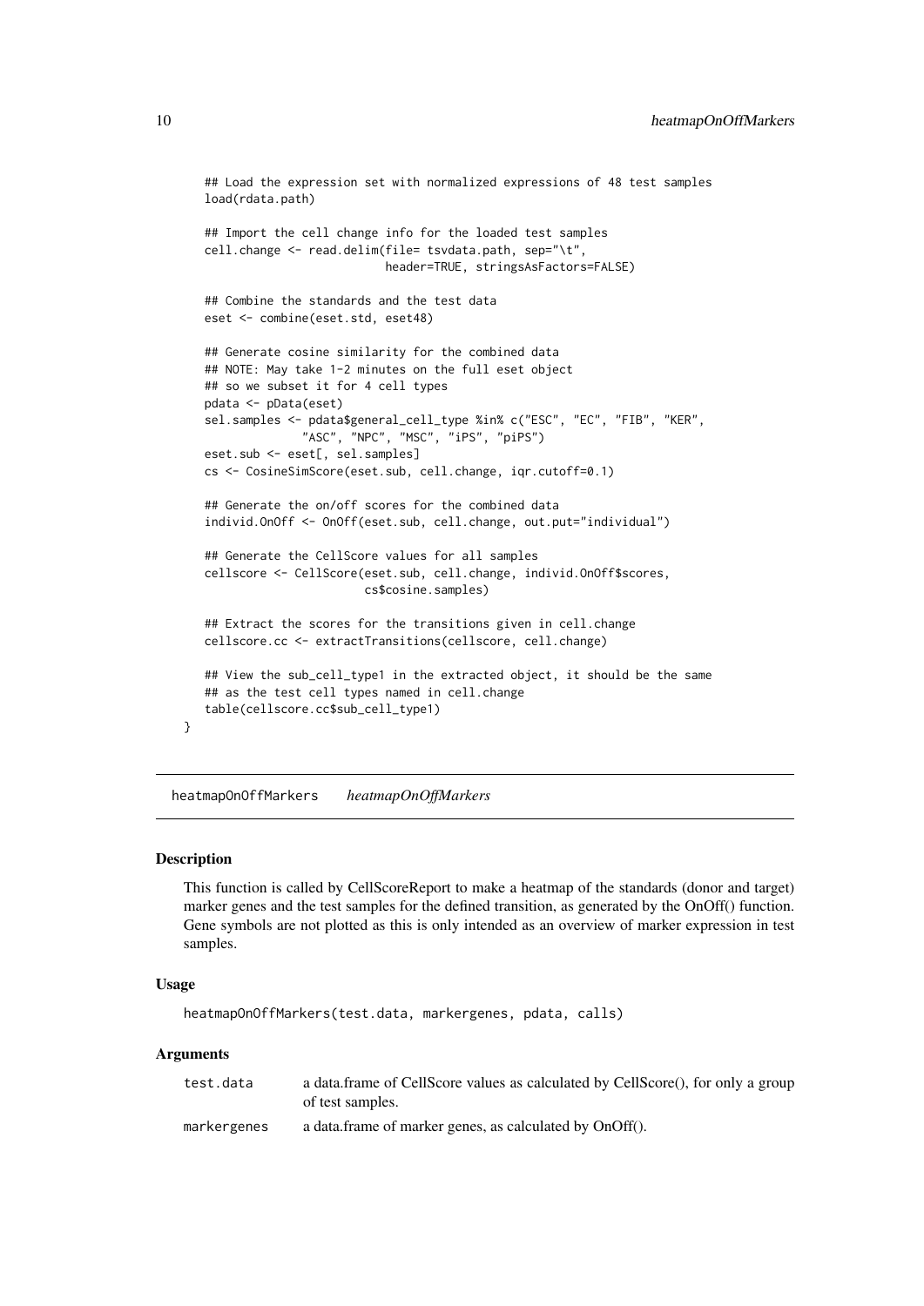```
    ## Load the expression set with normalized expressions of 48 test samples
    load(rdata.path)

    ## Import the cell change info for the loaded test samples
    cell.change <- read.delim(file= tsvdata.path, sep="\t",
                              header=TRUE, stringsAsFactors=FALSE)

    ## Combine the standards and the test data
    eset <- combine(eset.std, eset48)

    ## Generate cosine similarity for the combined data
    ## NOTE: May take 1-2 minutes on the full eset object
    ## so we subset it for 4 cell types
    pdata <- pData(eset)
    sel.samples <- pdata$general_cell_type %in% c("ESC", "EC", "FIB", "KER",
                  "ASC", "NPC", "MSC", "iPS", "piPS")
    eset.sub <- eset[, sel.samples]
    cs <- CosineSimScore(eset.sub, cell.change, iqr.cutoff=0.1)

    ## Generate the on/off scores for the combined data
    individ.OnOff <- OnOff(eset.sub, cell.change, out.put="individual")

    ## Generate the CellScore values for all samples
    cellscore <- CellScore(eset.sub, cell.change, individ.OnOff$scores,
                           cs$cosine.samples)

    ## Extract the scores for the transitions given in cell.change
    cellscore.cc <- extractTransitions(cellscore, cell.change)

    ## View the sub_cell_type1 in the extracted object, it should be the same
    ## as the test cell types named in cell.change
    table(cellscore.cc$sub_cell_type1)
}
```

---

## heatmapOnOffMarkers *heatmapOnOffMarkers*

### Description

This function is called by CellScoreReport to make a heatmap of the standards (donor and target) marker genes and the test samples for the defined transition, as generated by the OnOff() function. Gene symbols are not plotted as this is only intended as an overview of marker expression in test samples.

### Usage

```
heatmapOnOffMarkers(test.data, markergenes, pdata, calls)
```

### Arguments

| | |
|---|---|
| test.data | a data.frame of CellScore values as calculated by CellScore(), for only a group of test samples. |
| markergenes | a data.frame of marker genes, as calculated by OnOff(). |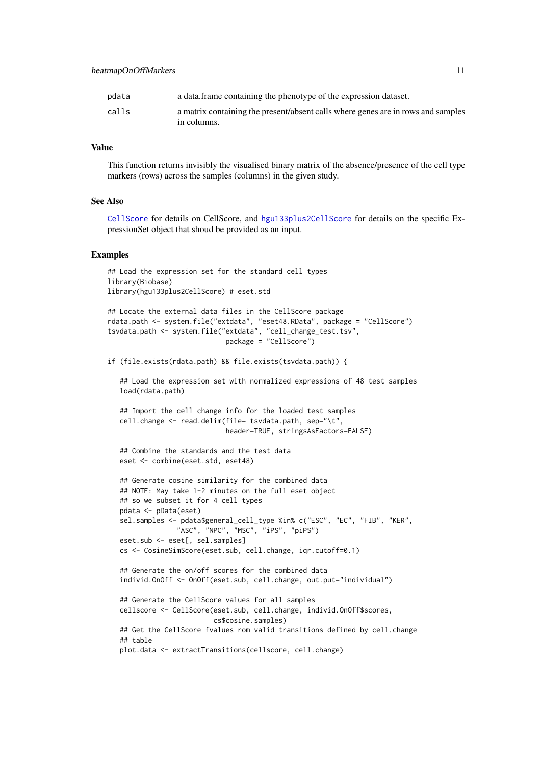| | |
|---|---|
| pdata | a data.frame containing the phenotype of the expression dataset. |
| calls | a matrix containing the present/absent calls where genes are in rows and samples in columns. |

### Value

This function returns invisibly the visualised binary matrix of the absence/presence of the cell type markers (rows) across the samples (columns) in the given study.

### See Also

CellScore for details on CellScore, and hgu133plus2CellScore for details on the specific ExpressionSet object that shoud be provided as an input.

### Examples

```
## Load the expression set for the standard cell types
library(Biobase)
library(hgu133plus2CellScore) # eset.std

## Locate the external data files in the CellScore package
rdata.path <- system.file("extdata", "eset48.RData", package = "CellScore")
tsvdata.path <- system.file("extdata", "cell_change_test.tsv",
                            package = "CellScore")

if (file.exists(rdata.path) && file.exists(tsvdata.path)) {

   ## Load the expression set with normalized expressions of 48 test samples
   load(rdata.path)

   ## Import the cell change info for the loaded test samples
   cell.change <- read.delim(file= tsvdata.path, sep="\t",
                             header=TRUE, stringsAsFactors=FALSE)

   ## Combine the standards and the test data
   eset <- combine(eset.std, eset48)

   ## Generate cosine similarity for the combined data
   ## NOTE: May take 1-2 minutes on the full eset object
   ## so we subset it for 4 cell types
   pdata <- pData(eset)
   sel.samples <- pdata$general_cell_type %in% c("ESC", "EC", "FIB", "KER",
                 "ASC", "NPC", "MSC", "iPS", "piPS")
   eset.sub <- eset[, sel.samples]
   cs <- CosineSimScore(eset.sub, cell.change, iqr.cutoff=0.1)

   ## Generate the on/off scores for the combined data
   individ.OnOff <- OnOff(eset.sub, cell.change, out.put="individual")

   ## Generate the CellScore values for all samples
   cellscore <- CellScore(eset.sub, cell.change, individ.OnOff$scores,
                          cs$cosine.samples)
   ## Get the CellScore fvalues rom valid transitions defined by cell.change
   ## table
   plot.data <- extractTransitions(cellscore, cell.change)
```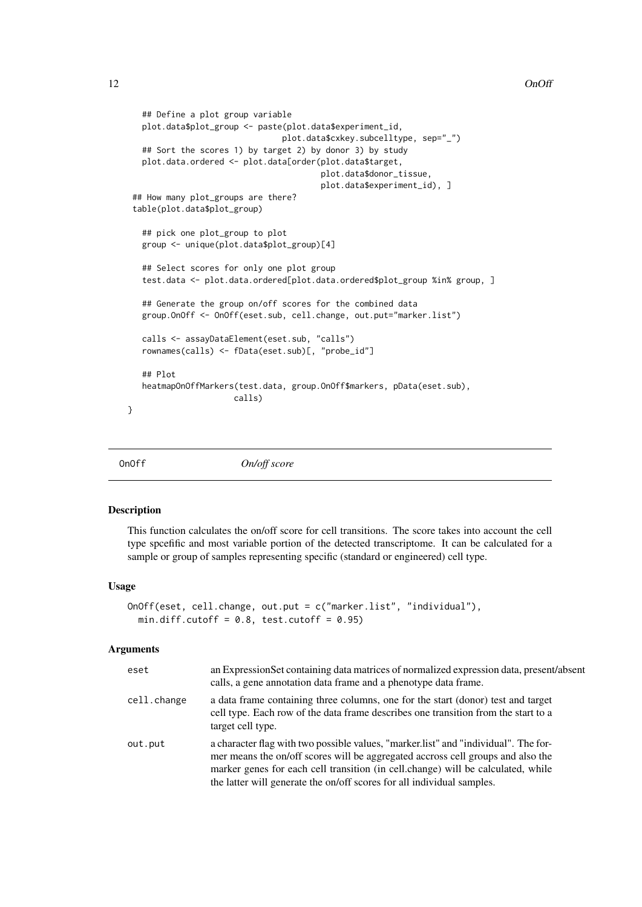```
  ## Define a plot group variable
  plot.data$plot_group <- paste(plot.data$experiment_id,
                                plot.data$cxkey.subcelltype, sep="_")
  ## Sort the scores 1) by target 2) by donor 3) by study
  plot.data.ordered <- plot.data[order(plot.data$target,
                                       plot.data$donor_tissue,
                                       plot.data$experiment_id), ]
## How many plot_groups are there?
table(plot.data$plot_group)

  ## pick one plot_group to plot
  group <- unique(plot.data$plot_group)[4]

  ## Select scores for only one plot group
  test.data <- plot.data.ordered[plot.data.ordered$plot_group %in% group, ]

  ## Generate the group on/off scores for the combined data
  group.OnOff <- OnOff(eset.sub, cell.change, out.put="marker.list")

  calls <- assayDataElement(eset.sub, "calls")
  rownames(calls) <- fData(eset.sub)[, "probe_id"]

  ## Plot
  heatmapOnOffMarkers(test.data, group.OnOff$markers, pData(eset.sub),
                      calls)
}
```

---

OnOff — *On/off score*

---

### Description

This function calculates the on/off score for cell transitions. The score takes into account the cell type spcefific and most variable portion of the detected transcriptome. It can be calculated for a sample or group of samples representing specific (standard or engineered) cell type.

### Usage

```
OnOff(eset, cell.change, out.put = c("marker.list", "individual"),
  min.diff.cutoff = 0.8, test.cutoff = 0.95)
```

### Arguments

| | |
|---|---|
| eset | an ExpressionSet containing data matrices of normalized expression data, present/absent calls, a gene annotation data frame and a phenotype data frame. |
| cell.change | a data frame containing three columns, one for the start (donor) test and target cell type. Each row of the data frame describes one transition from the start to a target cell type. |
| out.put | a character flag with two possible values, "marker.list" and "individual". The former means the on/off scores will be aggregated accross cell groups and also the marker genes for each cell transition (in cell.change) will be calculated, while the latter will generate the on/off scores for all individual samples. |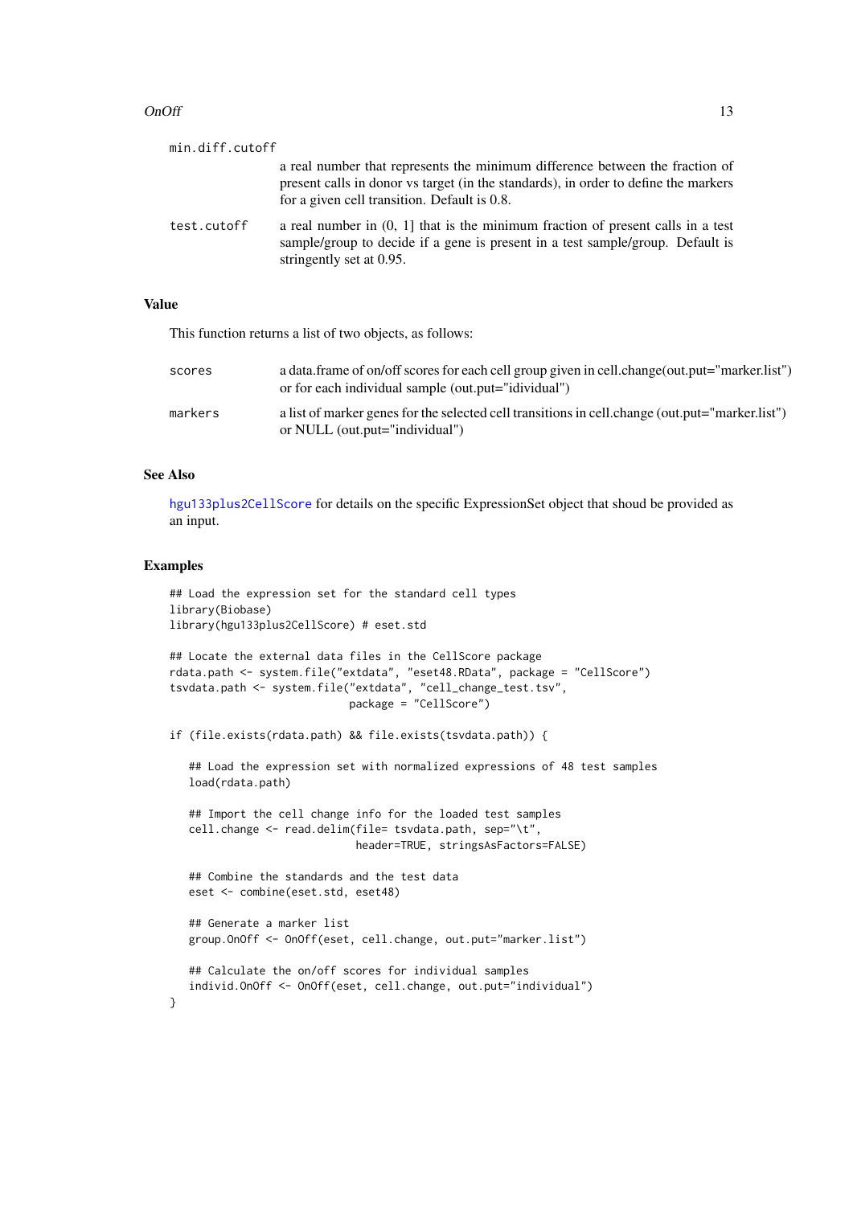min.diff.cutoff
: a real number that represents the minimum difference between the fraction of present calls in donor vs target (in the standards), in order to define the markers for a given cell transition. Default is 0.8.

test.cutoff
: a real number in (0, 1] that is the minimum fraction of present calls in a test sample/group to decide if a gene is present in a test sample/group. Default is stringently set at 0.95.

### Value

This function returns a list of two objects, as follows:

scores
: a data.frame of on/off scores for each cell group given in cell.change(out.put="marker.list") or for each individual sample (out.put="idividual")

markers
: a list of marker genes for the selected cell transitions in cell.change (out.put="marker.list") or NULL (out.put="individual")

### See Also

hgu133plus2CellScore for details on the specific ExpressionSet object that shoud be provided as an input.

### Examples

```
## Load the expression set for the standard cell types
library(Biobase)
library(hgu133plus2CellScore) # eset.std

## Locate the external data files in the CellScore package
rdata.path <- system.file("extdata", "eset48.RData", package = "CellScore")
tsvdata.path <- system.file("extdata", "cell_change_test.tsv",
                            package = "CellScore")

if (file.exists(rdata.path) && file.exists(tsvdata.path)) {

   ## Load the expression set with normalized expressions of 48 test samples
   load(rdata.path)

   ## Import the cell change info for the loaded test samples
   cell.change <- read.delim(file= tsvdata.path, sep="\t",
                             header=TRUE, stringsAsFactors=FALSE)

   ## Combine the standards and the test data
   eset <- combine(eset.std, eset48)

   ## Generate a marker list
   group.OnOff <- OnOff(eset, cell.change, out.put="marker.list")

   ## Calculate the on/off scores for individual samples
   individ.OnOff <- OnOff(eset, cell.change, out.put="individual")
}
```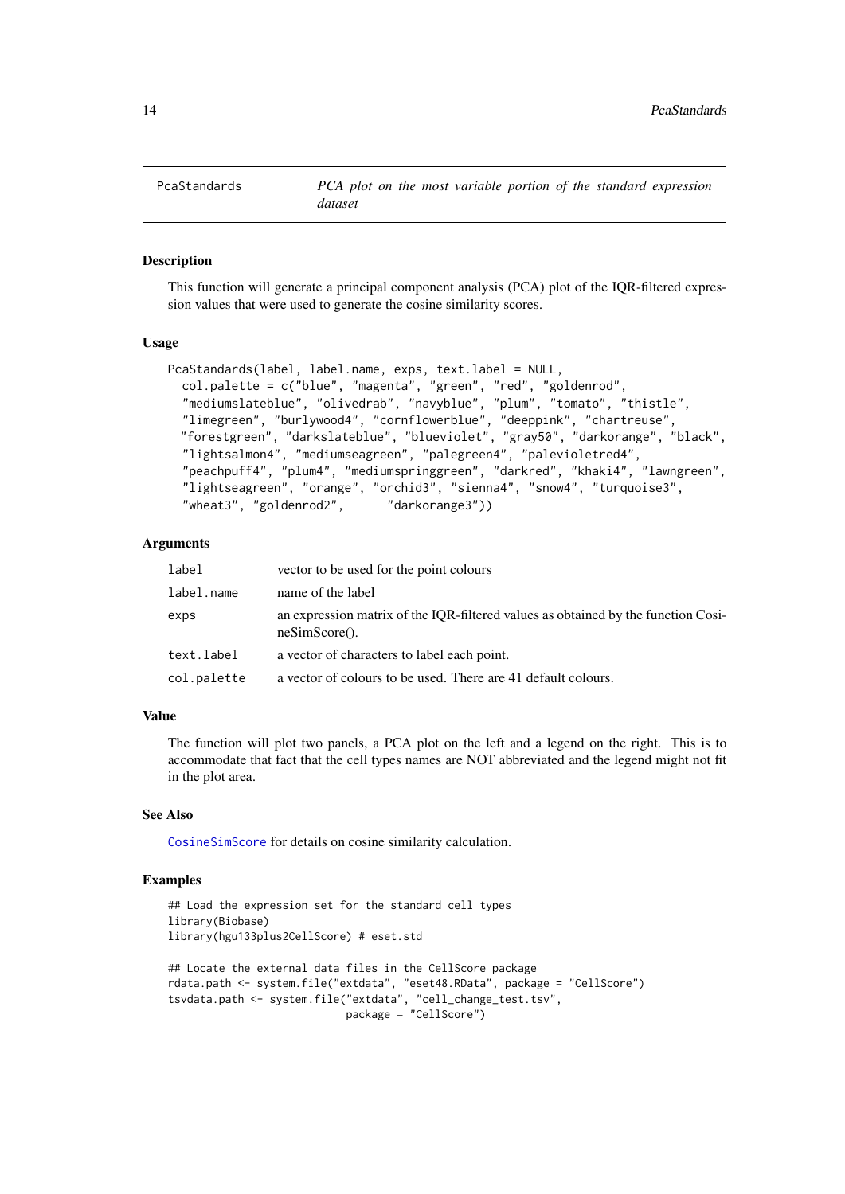# PcaStandards — *PCA plot on the most variable portion of the standard expression dataset*

## Description

This function will generate a principal component analysis (PCA) plot of the IQR-filtered expression values that were used to generate the cosine similarity scores.

## Usage

```
PcaStandards(label, label.name, exps, text.label = NULL,
  col.palette = c("blue", "magenta", "green", "red", "goldenrod",
  "mediumslateblue", "olivedrab", "navyblue", "plum", "tomato", "thistle",
  "limegreen", "burlywood4", "cornflowerblue", "deeppink", "chartreuse",
  "forestgreen", "darkslateblue", "blueviolet", "gray50", "darkorange", "black",
  "lightsalmon4", "mediumseagreen", "palegreen4", "palevioletred4",
  "peachpuff4", "plum4", "mediumspringgreen", "darkred", "khaki4", "lawngreen",
  "lightseagreen", "orange", "orchid3", "sienna4", "snow4", "turquoise3",
  "wheat3", "goldenrod2",      "darkorange3"))
```

## Arguments

| | |
|---|---|
| `label` | vector to be used for the point colours |
| `label.name` | name of the label |
| `exps` | an expression matrix of the IQR-filtered values as obtained by the function CosineSimScore(). |
| `text.label` | a vector of characters to label each point. |
| `col.palette` | a vector of colours to be used. There are 41 default colours. |

## Value

The function will plot two panels, a PCA plot on the left and a legend on the right. This is to accommodate that fact that the cell types names are NOT abbreviated and the legend might not fit in the plot area.

## See Also

`CosineSimScore` for details on cosine similarity calculation.

## Examples

```
## Load the expression set for the standard cell types
library(Biobase)
library(hgu133plus2CellScore) # eset.std

## Locate the external data files in the CellScore package
rdata.path <- system.file("extdata", "eset48.RData", package = "CellScore")
tsvdata.path <- system.file("extdata", "cell_change_test.tsv",
                            package = "CellScore")
```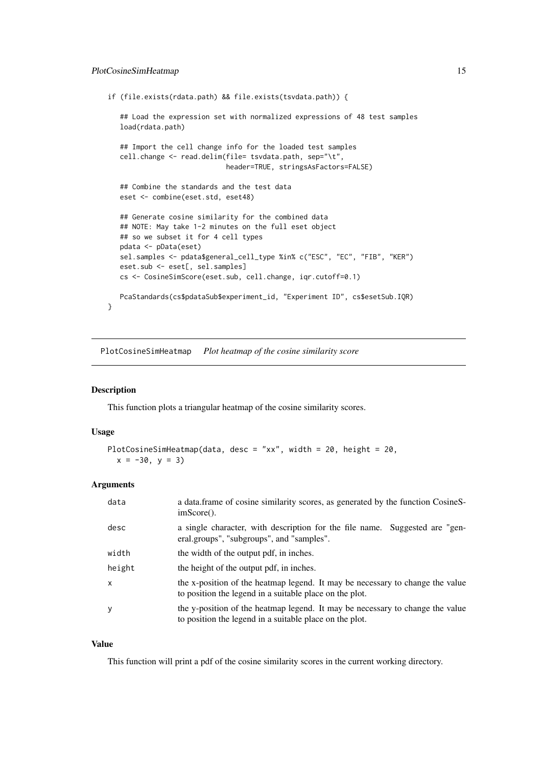```
if (file.exists(rdata.path) && file.exists(tsvdata.path)) {

   ## Load the expression set with normalized expressions of 48 test samples
   load(rdata.path)

   ## Import the cell change info for the loaded test samples
   cell.change <- read.delim(file= tsvdata.path, sep="\t",
                            header=TRUE, stringsAsFactors=FALSE)

   ## Combine the standards and the test data
   eset <- combine(eset.std, eset48)

   ## Generate cosine similarity for the combined data
   ## NOTE: May take 1-2 minutes on the full eset object
   ## so we subset it for 4 cell types
   pdata <- pData(eset)
   sel.samples <- pdata$general_cell_type %in% c("ESC", "EC", "FIB", "KER")
   eset.sub <- eset[, sel.samples]
   cs <- CosineSimScore(eset.sub, cell.change, iqr.cutoff=0.1)

   PcaStandards(cs$pdataSub$experiment_id, "Experiment ID", cs$esetSub.IQR)
}
```

## PlotCosineSimHeatmap — *Plot heatmap of the cosine similarity score*

### Description

This function plots a triangular heatmap of the cosine similarity scores.

### Usage

```
PlotCosineSimHeatmap(data, desc = "xx", width = 20, height = 20,
  x = -30, y = 3)
```

### Arguments

| | |
|---|---|
| data | a data.frame of cosine similarity scores, as generated by the function CosineSimScore(). |
| desc | a single character, with description for the file name. Suggested are "general.groups", "subgroups", and "samples". |
| width | the width of the output pdf, in inches. |
| height | the height of the output pdf, in inches. |
| x | the x-position of the heatmap legend. It may be necessary to change the value to position the legend in a suitable place on the plot. |
| y | the y-position of the heatmap legend. It may be necessary to change the value to position the legend in a suitable place on the plot. |

### Value

This function will print a pdf of the cosine similarity scores in the current working directory.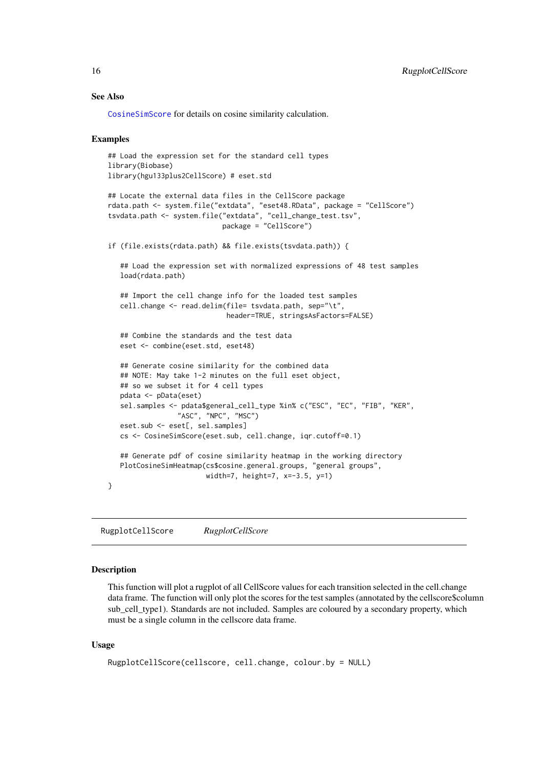### See Also

CosineSimScore for details on cosine similarity calculation.

### Examples

```
## Load the expression set for the standard cell types
library(Biobase)
library(hgu133plus2CellScore) # eset.std

## Locate the external data files in the CellScore package
rdata.path <- system.file("extdata", "eset48.RData", package = "CellScore")
tsvdata.path <- system.file("extdata", "cell_change_test.tsv",
                            package = "CellScore")

if (file.exists(rdata.path) && file.exists(tsvdata.path)) {

   ## Load the expression set with normalized expressions of 48 test samples
   load(rdata.path)

   ## Import the cell change info for the loaded test samples
   cell.change <- read.delim(file= tsvdata.path, sep="\t",
                             header=TRUE, stringsAsFactors=FALSE)

   ## Combine the standards and the test data
   eset <- combine(eset.std, eset48)

   ## Generate cosine similarity for the combined data
   ## NOTE: May take 1-2 minutes on the full eset object,
   ## so we subset it for 4 cell types
   pdata <- pData(eset)
   sel.samples <- pdata$general_cell_type %in% c("ESC", "EC", "FIB", "KER",
                 "ASC", "NPC", "MSC")
   eset.sub <- eset[, sel.samples]
   cs <- CosineSimScore(eset.sub, cell.change, iqr.cutoff=0.1)

   ## Generate pdf of cosine similarity heatmap in the working directory
   PlotCosineSimHeatmap(cs$cosine.general.groups, "general groups",
                        width=7, height=7, x=-3.5, y=1)
}
```

---

## RugplotCellScore *RugplotCellScore*

---

### Description

This function will plot a rugplot of all CellScore values for each transition selected in the cell.change data frame. The function will only plot the scores for the test samples (annotated by the cellscore$column sub_cell_type1). Standards are not included. Samples are coloured by a secondary property, which must be a single column in the cellscore data frame.

### Usage

```
RugplotCellScore(cellscore, cell.change, colour.by = NULL)
```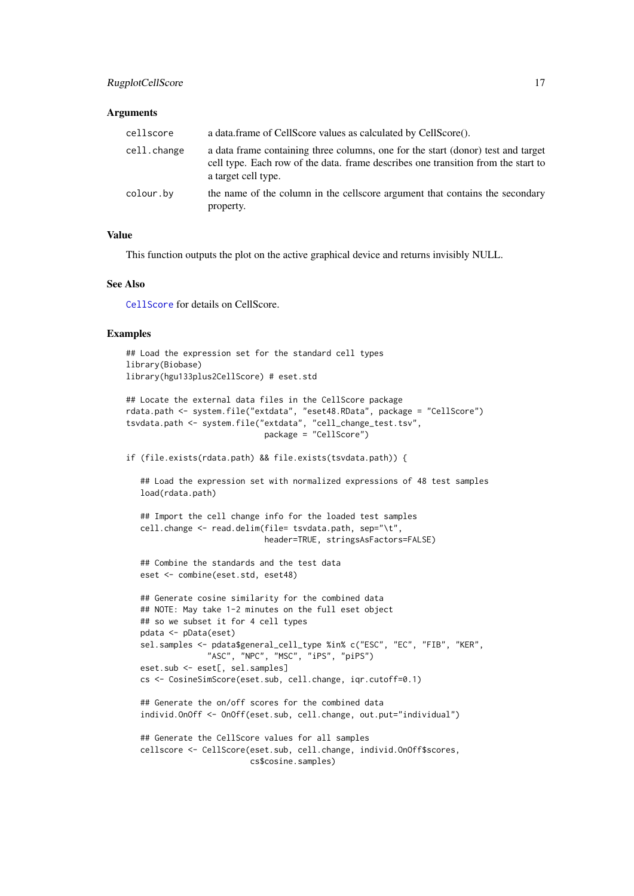### Arguments

| | |
|---|---|
| cellscore | a data.frame of CellScore values as calculated by CellScore(). |
| cell.change | a data frame containing three columns, one for the start (donor) test and target cell type. Each row of the data. frame describes one transition from the start to a target cell type. |
| colour.by | the name of the column in the cellscore argument that contains the secondary property. |

### Value

This function outputs the plot on the active graphical device and returns invisibly NULL.

### See Also

CellScore for details on CellScore.

### Examples

```
## Load the expression set for the standard cell types
library(Biobase)
library(hgu133plus2CellScore) # eset.std

## Locate the external data files in the CellScore package
rdata.path <- system.file("extdata", "eset48.RData", package = "CellScore")
tsvdata.path <- system.file("extdata", "cell_change_test.tsv",
                            package = "CellScore")

if (file.exists(rdata.path) && file.exists(tsvdata.path)) {

   ## Load the expression set with normalized expressions of 48 test samples
   load(rdata.path)

   ## Import the cell change info for the loaded test samples
   cell.change <- read.delim(file= tsvdata.path, sep="\t",
                             header=TRUE, stringsAsFactors=FALSE)

   ## Combine the standards and the test data
   eset <- combine(eset.std, eset48)

   ## Generate cosine similarity for the combined data
   ## NOTE: May take 1-2 minutes on the full eset object
   ## so we subset it for 4 cell types
   pdata <- pData(eset)
   sel.samples <- pdata$general_cell_type %in% c("ESC", "EC", "FIB", "KER",
                 "ASC", "NPC", "MSC", "iPS", "piPS")
   eset.sub <- eset[, sel.samples]
   cs <- CosineSimScore(eset.sub, cell.change, iqr.cutoff=0.1)

   ## Generate the on/off scores for the combined data
   individ.OnOff <- OnOff(eset.sub, cell.change, out.put="individual")

   ## Generate the CellScore values for all samples
   cellscore <- CellScore(eset.sub, cell.change, individ.OnOff$scores,
                         cs$cosine.samples)
```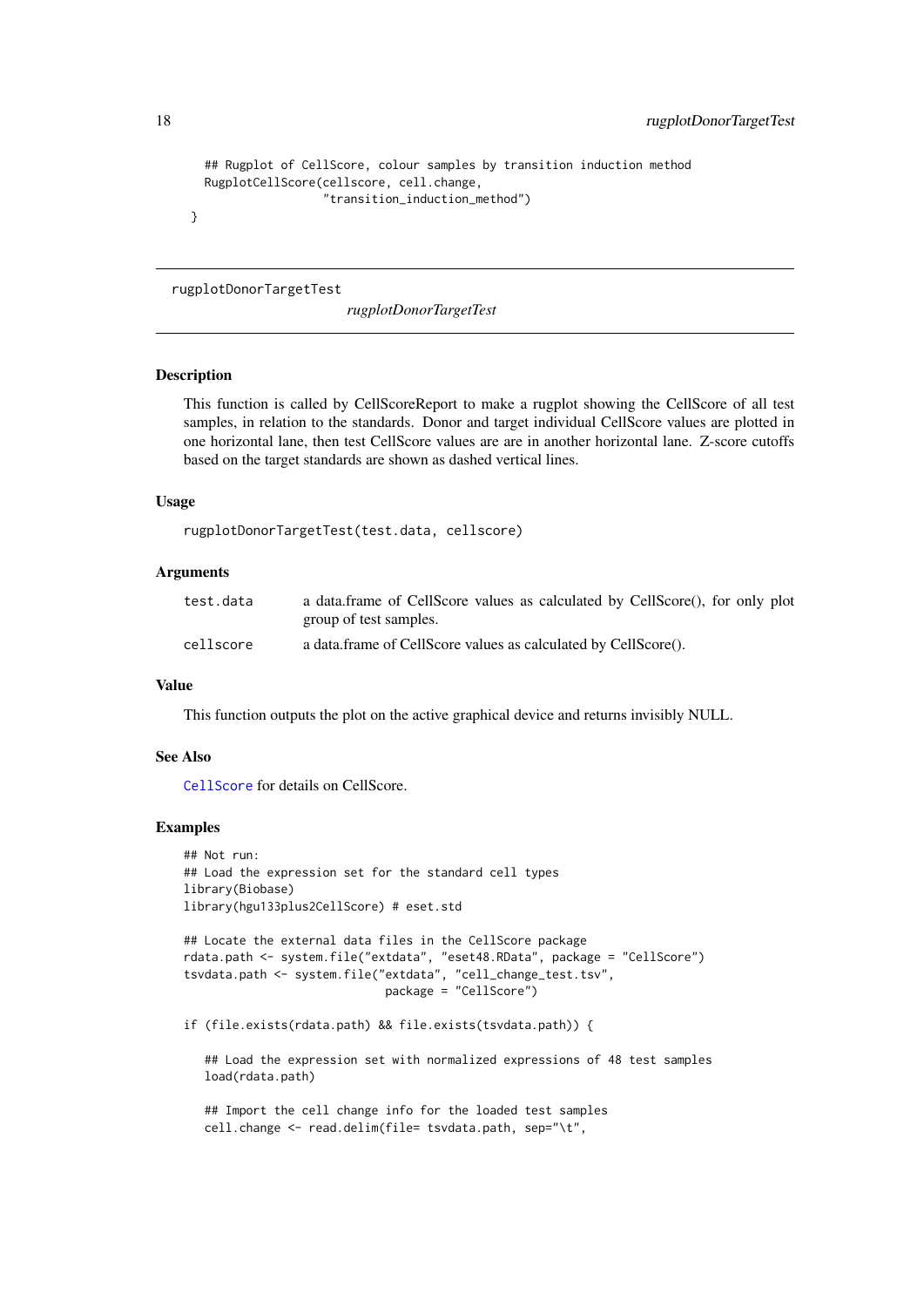```
    ## Rugplot of CellScore, colour samples by transition induction method
    RugplotCellScore(cellscore, cell.change,
                     "transition_induction_method")
  }
```

---

`rugplotDonorTargetTest` *rugplotDonorTargetTest*

---

### Description

This function is called by CellScoreReport to make a rugplot showing the CellScore of all test samples, in relation to the standards. Donor and target individual CellScore values are plotted in one horizontal lane, then test CellScore values are are in another horizontal lane. Z-score cutoffs based on the target standards are shown as dashed vertical lines.

### Usage

```
rugplotDonorTargetTest(test.data, cellscore)
```

### Arguments

| | |
|---|---|
| `test.data` | a data.frame of CellScore values as calculated by CellScore(), for only plot group of test samples. |
| `cellscore` | a data.frame of CellScore values as calculated by CellScore(). |

### Value

This function outputs the plot on the active graphical device and returns invisibly NULL.

### See Also

`CellScore` for details on CellScore.

### Examples

```
## Not run:
## Load the expression set for the standard cell types
library(Biobase)
library(hgu133plus2CellScore) # eset.std

## Locate the external data files in the CellScore package
rdata.path <- system.file("extdata", "eset48.RData", package = "CellScore")
tsvdata.path <- system.file("extdata", "cell_change_test.tsv",
                            package = "CellScore")

if (file.exists(rdata.path) && file.exists(tsvdata.path)) {

   ## Load the expression set with normalized expressions of 48 test samples
   load(rdata.path)

   ## Import the cell change info for the loaded test samples
   cell.change <- read.delim(file= tsvdata.path, sep="\t",
```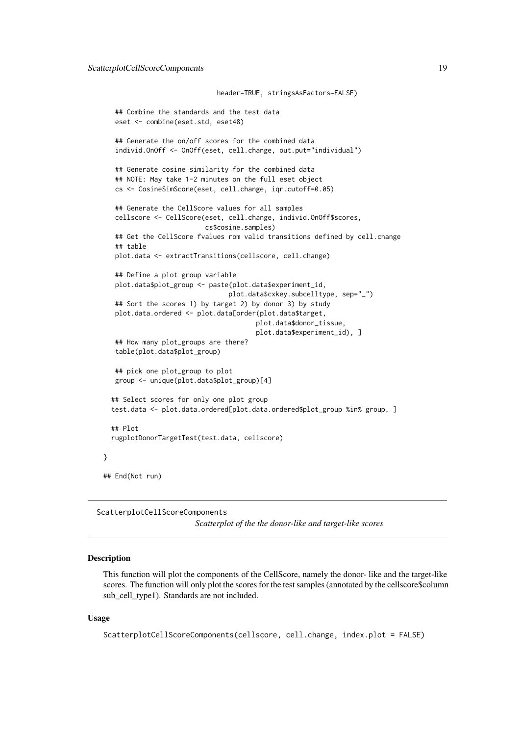```
                              header=TRUE, stringsAsFactors=FALSE)

    ## Combine the standards and the test data
    eset <- combine(eset.std, eset48)

    ## Generate the on/off scores for the combined data
    individ.OnOff <- OnOff(eset, cell.change, out.put="individual")

    ## Generate cosine similarity for the combined data
    ## NOTE: May take 1-2 minutes on the full eset object
    cs <- CosineSimScore(eset, cell.change, iqr.cutoff=0.05)

    ## Generate the CellScore values for all samples
    cellscore <- CellScore(eset, cell.change, individ.OnOff$scores,
                           cs$cosine.samples)
    ## Get the CellScore fvalues rom valid transitions defined by cell.change
    ## table
    plot.data <- extractTransitions(cellscore, cell.change)

    ## Define a plot group variable
    plot.data$plot_group <- paste(plot.data$experiment_id,
                                  plot.data$cxkey.subcelltype, sep="_")
    ## Sort the scores 1) by target 2) by donor 3) by study
    plot.data.ordered <- plot.data[order(plot.data$target,
                                         plot.data$donor_tissue,
                                         plot.data$experiment_id), ]
    ## How many plot_groups are there?
    table(plot.data$plot_group)

    ## pick one plot_group to plot
    group <- unique(plot.data$plot_group)[4]

   ## Select scores for only one plot group
   test.data <- plot.data.ordered[plot.data.ordered$plot_group %in% group, ]

   ## Plot
   rugplotDonorTargetTest(test.data, cellscore)

}

## End(Not run)
```

---

ScatterplotCellScoreComponents

*Scatterplot of the the donor-like and target-like scores*

---

### Description

This function will plot the components of the CellScore, namely the donor- like and the target-like scores. The function will only plot the scores for the test samples (annotated by the cellscore$column sub_cell_type1). Standards are not included.

### Usage

```
ScatterplotCellScoreComponents(cellscore, cell.change, index.plot = FALSE)
```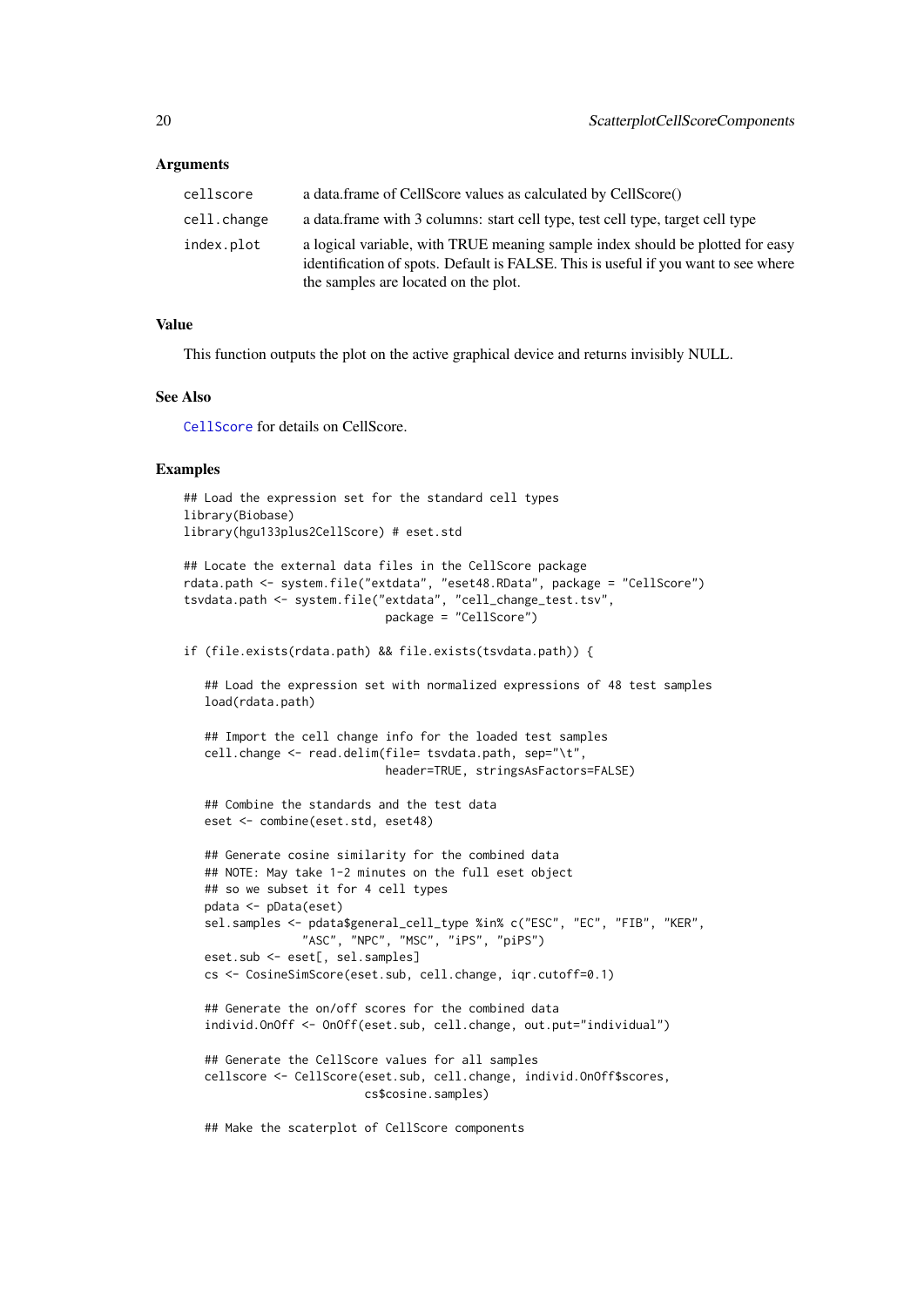### Arguments

| | |
|---|---|
| cellscore | a data.frame of CellScore values as calculated by CellScore() |
| cell.change | a data.frame with 3 columns: start cell type, test cell type, target cell type |
| index.plot | a logical variable, with TRUE meaning sample index should be plotted for easy identification of spots. Default is FALSE. This is useful if you want to see where the samples are located on the plot. |

### Value

This function outputs the plot on the active graphical device and returns invisibly NULL.

### See Also

CellScore for details on CellScore.

### Examples

```
## Load the expression set for the standard cell types
library(Biobase)
library(hgu133plus2CellScore) # eset.std

## Locate the external data files in the CellScore package
rdata.path <- system.file("extdata", "eset48.RData", package = "CellScore")
tsvdata.path <- system.file("extdata", "cell_change_test.tsv",
                            package = "CellScore")

if (file.exists(rdata.path) && file.exists(tsvdata.path)) {

   ## Load the expression set with normalized expressions of 48 test samples
   load(rdata.path)

   ## Import the cell change info for the loaded test samples
   cell.change <- read.delim(file= tsvdata.path, sep="\t",
                            header=TRUE, stringsAsFactors=FALSE)

   ## Combine the standards and the test data
   eset <- combine(eset.std, eset48)

   ## Generate cosine similarity for the combined data
   ## NOTE: May take 1-2 minutes on the full eset object
   ## so we subset it for 4 cell types
   pdata <- pData(eset)
   sel.samples <- pdata$general_cell_type %in% c("ESC", "EC", "FIB", "KER",
                 "ASC", "NPC", "MSC", "iPS", "piPS")
   eset.sub <- eset[, sel.samples]
   cs <- CosineSimScore(eset.sub, cell.change, iqr.cutoff=0.1)

   ## Generate the on/off scores for the combined data
   individ.OnOff <- OnOff(eset.sub, cell.change, out.put="individual")

   ## Generate the CellScore values for all samples
   cellscore <- CellScore(eset.sub, cell.change, individ.OnOff$scores,
                         cs$cosine.samples)

   ## Make the scaterplot of CellScore components
```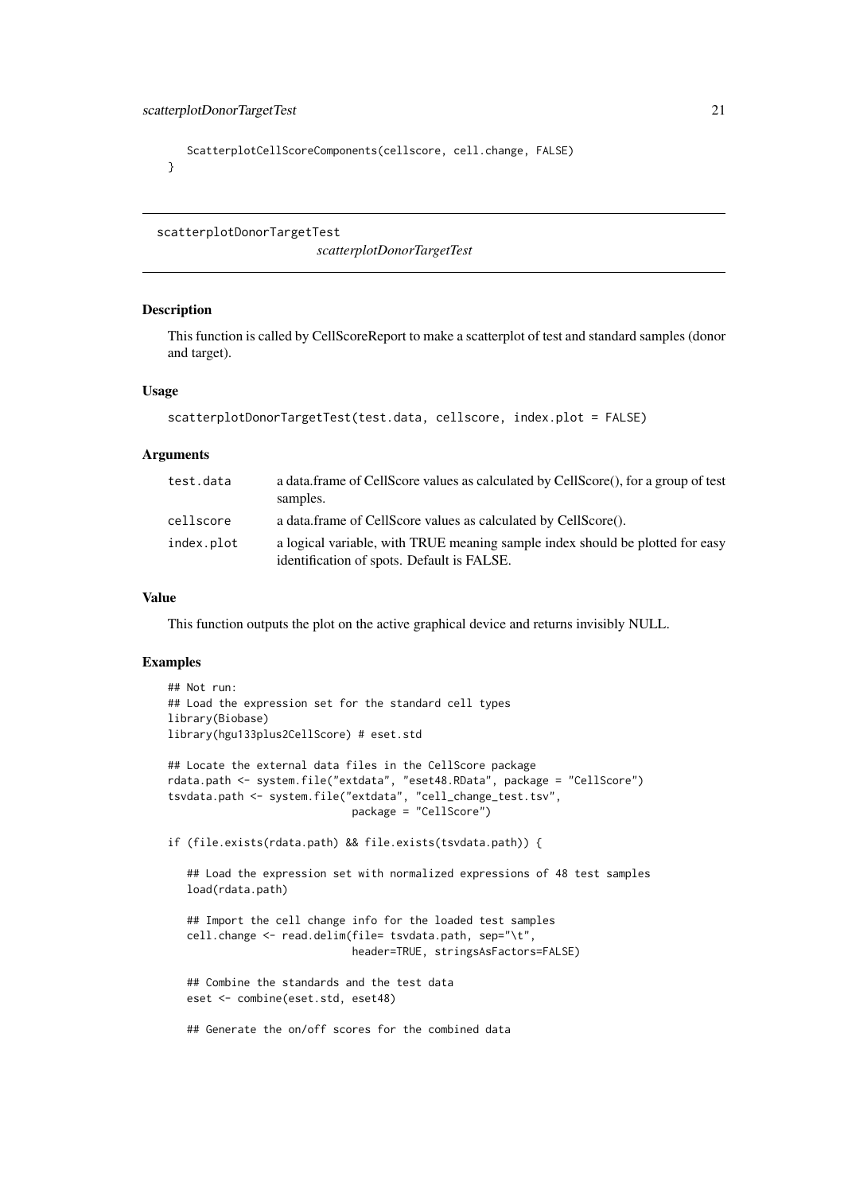```
    ScatterplotCellScoreComponents(cellscore, cell.change, FALSE)
}
```

---

## scatterplotDonorTargetTest

*scatterplotDonorTargetTest*

---

### Description

This function is called by CellScoreReport to make a scatterplot of test and standard samples (donor and target).

### Usage

```
scatterplotDonorTargetTest(test.data, cellscore, index.plot = FALSE)
```

### Arguments

| | |
|---|---|
| test.data | a data.frame of CellScore values as calculated by CellScore(), for a group of test samples. |
| cellscore | a data.frame of CellScore values as calculated by CellScore(). |
| index.plot | a logical variable, with TRUE meaning sample index should be plotted for easy identification of spots. Default is FALSE. |

### Value

This function outputs the plot on the active graphical device and returns invisibly NULL.

### Examples

```
## Not run:
## Load the expression set for the standard cell types
library(Biobase)
library(hgu133plus2CellScore) # eset.std

## Locate the external data files in the CellScore package
rdata.path <- system.file("extdata", "eset48.RData", package = "CellScore")
tsvdata.path <- system.file("extdata", "cell_change_test.tsv",
                            package = "CellScore")

if (file.exists(rdata.path) && file.exists(tsvdata.path)) {

   ## Load the expression set with normalized expressions of 48 test samples
   load(rdata.path)

   ## Import the cell change info for the loaded test samples
   cell.change <- read.delim(file= tsvdata.path, sep="\t",
                            header=TRUE, stringsAsFactors=FALSE)

   ## Combine the standards and the test data
   eset <- combine(eset.std, eset48)

   ## Generate the on/off scores for the combined data
```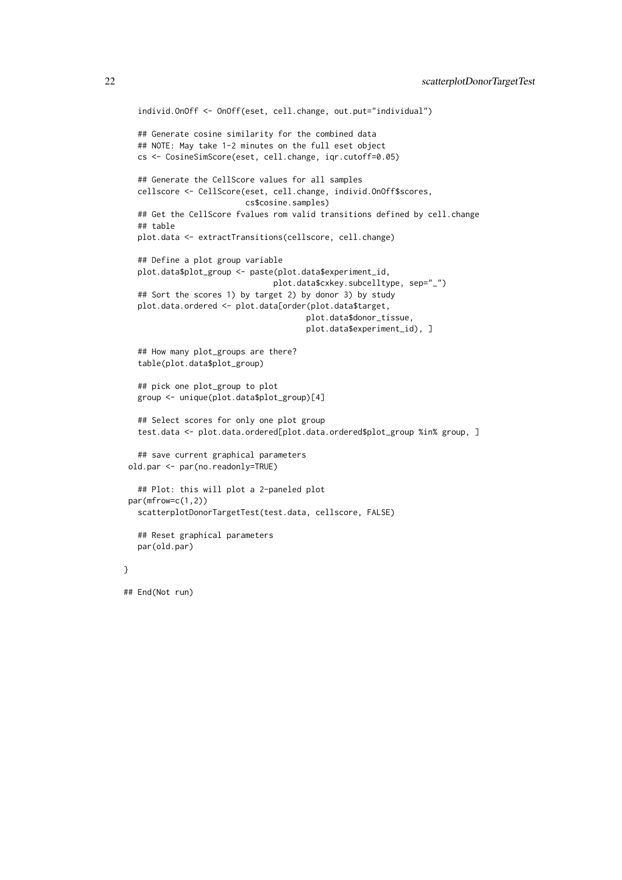```
    individ.OnOff <- OnOff(eset, cell.change, out.put="individual")

    ## Generate cosine similarity for the combined data
    ## NOTE: May take 1-2 minutes on the full eset object
    cs <- CosineSimScore(eset, cell.change, iqr.cutoff=0.05)

    ## Generate the CellScore values for all samples
    cellscore <- CellScore(eset, cell.change, individ.OnOff$scores,
                           cs$cosine.samples)
    ## Get the CellScore fvalues rom valid transitions defined by cell.change
    ## table
    plot.data <- extractTransitions(cellscore, cell.change)

    ## Define a plot group variable
    plot.data$plot_group <- paste(plot.data$experiment_id,
                                  plot.data$cxkey.subcelltype, sep="_")
    ## Sort the scores 1) by target 2) by donor 3) by study
    plot.data.ordered <- plot.data[order(plot.data$target,
                                         plot.data$donor_tissue,
                                         plot.data$experiment_id), ]

    ## How many plot_groups are there?
    table(plot.data$plot_group)

    ## pick one plot_group to plot
    group <- unique(plot.data$plot_group)[4]

    ## Select scores for only one plot group
    test.data <- plot.data.ordered[plot.data.ordered$plot_group %in% group, ]

    ## save current graphical parameters
  old.par <- par(no.readonly=TRUE)

    ## Plot: this will plot a 2-paneled plot
  par(mfrow=c(1,2))
    scatterplotDonorTargetTest(test.data, cellscore, FALSE)

    ## Reset graphical parameters
    par(old.par)

}

## End(Not run)
```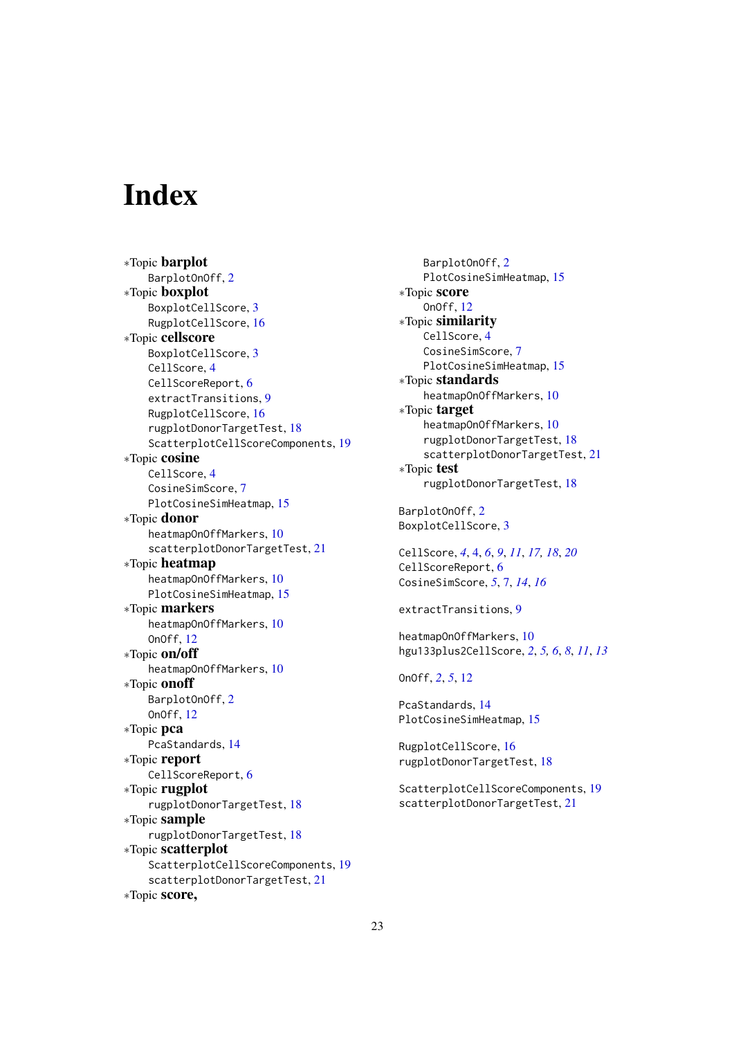# Index

∗Topic **barplot**
  BarplotOnOff, 2
∗Topic **boxplot**
  BoxplotCellScore, 3
  RugplotCellScore, 16
∗Topic **cellscore**
  BoxplotCellScore, 3
  CellScore, 4
  CellScoreReport, 6
  extractTransitions, 9
  RugplotCellScore, 16
  rugplotDonorTargetTest, 18
  ScatterplotCellScoreComponents, 19
∗Topic **cosine**
  CellScore, 4
  CosineSimScore, 7
  PlotCosineSimHeatmap, 15
∗Topic **donor**
  heatmapOnOffMarkers, 10
  scatterplotDonorTargetTest, 21
∗Topic **heatmap**
  heatmapOnOffMarkers, 10
  PlotCosineSimHeatmap, 15
∗Topic **markers**
  heatmapOnOffMarkers, 10
  OnOff, 12
∗Topic **on/off**
  heatmapOnOffMarkers, 10
∗Topic **onoff**
  BarplotOnOff, 2
  OnOff, 12
∗Topic **pca**
  PcaStandards, 14
∗Topic **report**
  CellScoreReport, 6
∗Topic **rugplot**
  rugplotDonorTargetTest, 18
∗Topic **sample**
  rugplotDonorTargetTest, 18
∗Topic **scatterplot**
  ScatterplotCellScoreComponents, 19
  scatterplotDonorTargetTest, 21
∗Topic **score,**
  BarplotOnOff, 2
  PlotCosineSimHeatmap, 15
∗Topic **score**
  OnOff, 12
∗Topic **similarity**
  CellScore, 4
  CosineSimScore, 7
  PlotCosineSimHeatmap, 15
∗Topic **standards**
  heatmapOnOffMarkers, 10
∗Topic **target**
  heatmapOnOffMarkers, 10
  rugplotDonorTargetTest, 18
  scatterplotDonorTargetTest, 21
∗Topic **test**
  rugplotDonorTargetTest, 18

BarplotOnOff, 2
BoxplotCellScore, 3

CellScore, *4*, 4, *6*, *9*, *11*, *17*, *18*, *20*
CellScoreReport, 6
CosineSimScore, *5*, 7, *14*, *16*

extractTransitions, 9

heatmapOnOffMarkers, 10
hgu133plus2CellScore, *2*, *5*, *6*, *8*, *11*, *13*

OnOff, *2*, *5*, 12

PcaStandards, 14
PlotCosineSimHeatmap, 15

RugplotCellScore, 16
rugplotDonorTargetTest, 18

ScatterplotCellScoreComponents, 19
scatterplotDonorTargetTest, 21